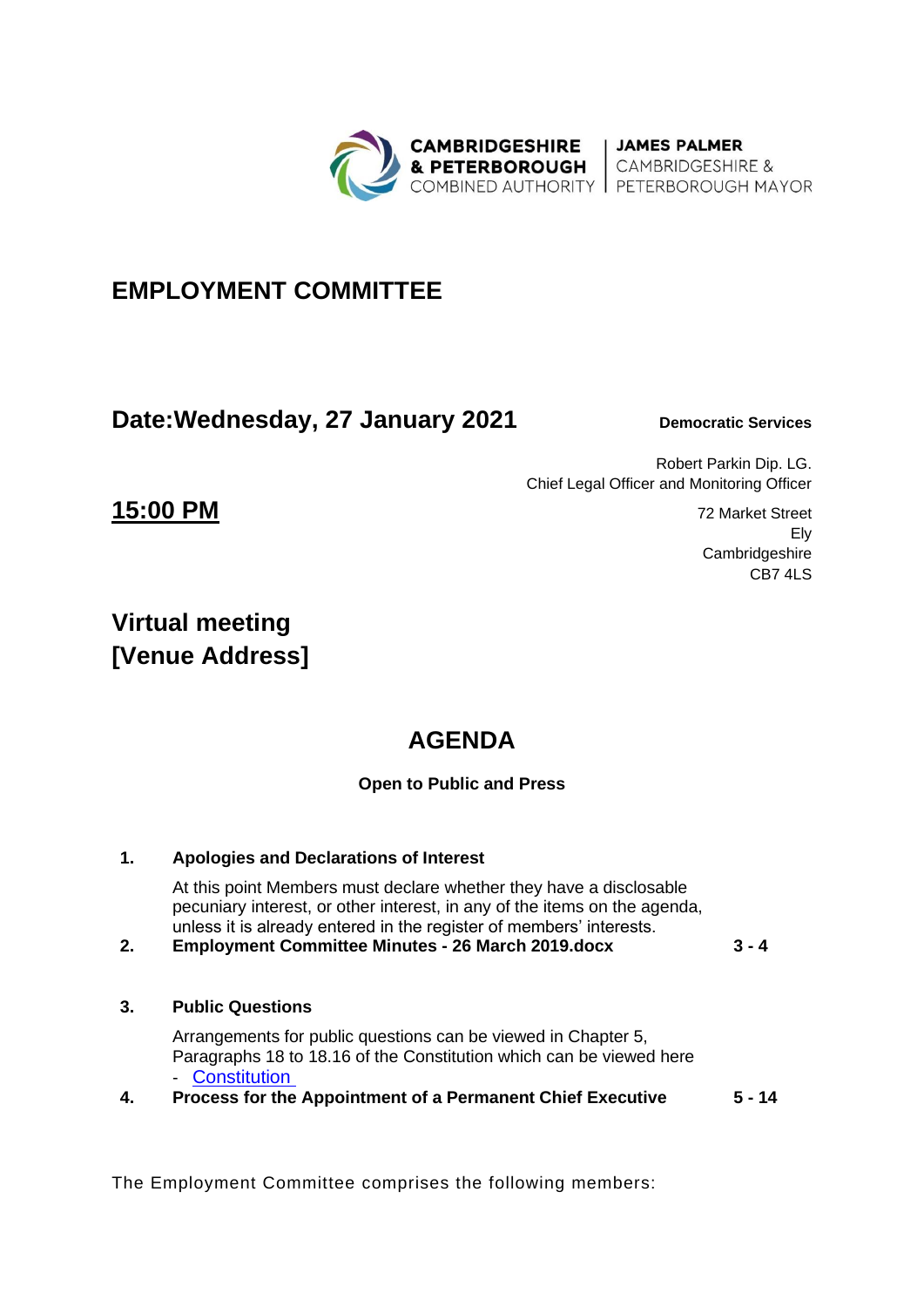CAMBRIDGESHIRE & PETERBOROUGH COMBINED AUTHORITY | JAMES PALMER CAMBRIDGESHIRE & PETERBOROUGH MAYOR

# EMPLOYMENT COMMITTEE

## Date:Wednesday, 27 January 2021

**Democratic Services**

Robert Parkin Dip. LG.
Chief Legal Officer and Monitoring Officer

72 Market Street
Ely
Cambridgeshire
CB7 4LS

## 15:00 PM

## Virtual meeting
## [Venue Address]

# AGENDA

**Open to Public and Press**

**1. Apologies and Declarations of Interest**

At this point Members must declare whether they have a disclosable pecuniary interest, or other interest, in any of the items on the agenda, unless it is already entered in the register of members' interests.

**2. Employment Committee Minutes - 26 March 2019.docx** — **3 - 4**

**3. Public Questions**

Arrangements for public questions can be viewed in Chapter 5, Paragraphs 18 to 18.16 of the Constitution which can be viewed here - Constitution

**4. Process for the Appointment of a Permanent Chief Executive** — **5 - 14**

The Employment Committee comprises the following members: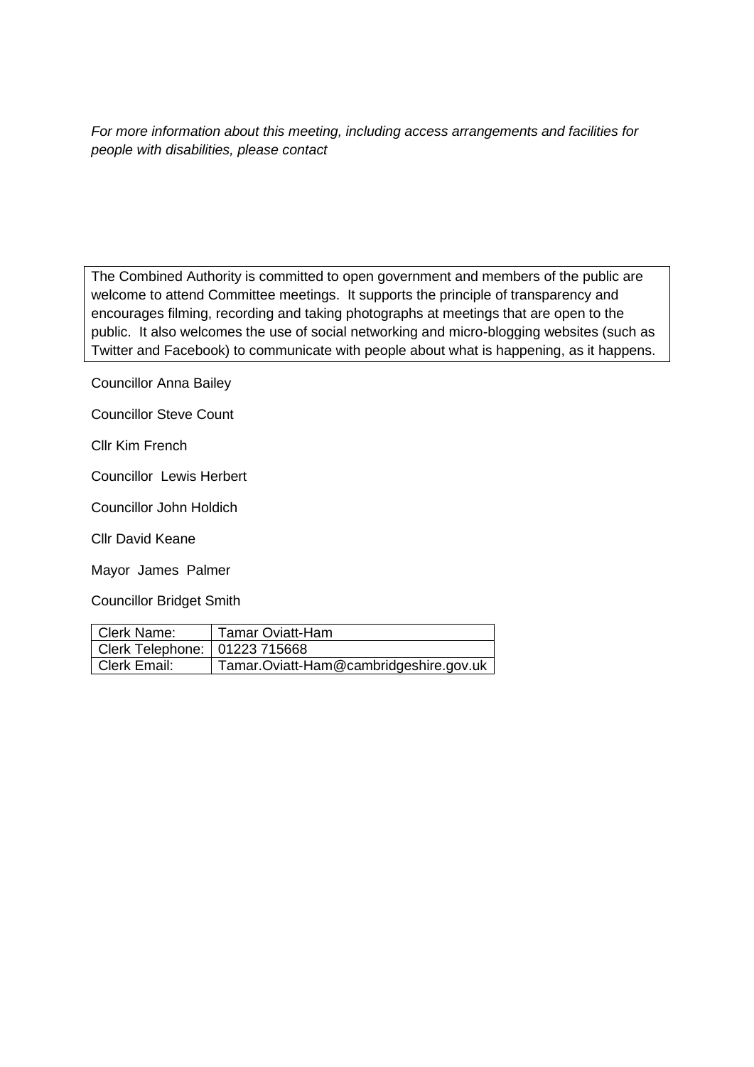*For more information about this meeting, including access arrangements and facilities for people with disabilities, please contact*

The Combined Authority is committed to open government and members of the public are welcome to attend Committee meetings. It supports the principle of transparency and encourages filming, recording and taking photographs at meetings that are open to the public. It also welcomes the use of social networking and micro-blogging websites (such as Twitter and Facebook) to communicate with people about what is happening, as it happens.

Councillor Anna Bailey

Councillor Steve Count

Cllr Kim French

Councillor Lewis Herbert

Councillor John Holdich

Cllr David Keane

Mayor James Palmer

Councillor Bridget Smith

| | |
|---|---|
| Clerk Name: | Tamar Oviatt-Ham |
| Clerk Telephone: | 01223 715668 |
| Clerk Email: | Tamar.Oviatt-Ham@cambridgeshire.gov.uk |